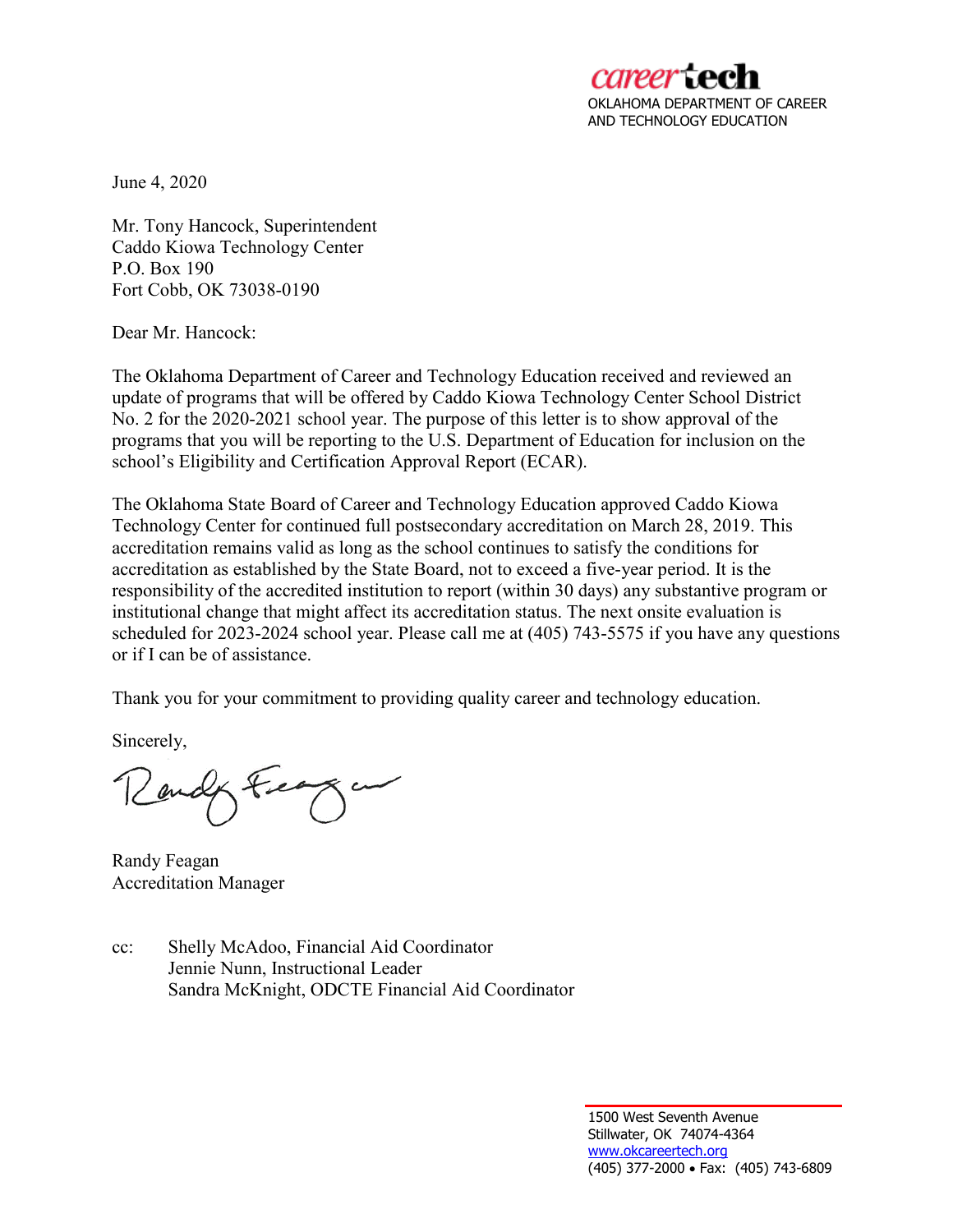careertech
OKLAHOMA DEPARTMENT OF CAREER AND TECHNOLOGY EDUCATION

June 4, 2020

Mr. Tony Hancock, Superintendent
Caddo Kiowa Technology Center
P.O. Box 190
Fort Cobb, OK 73038-0190

Dear Mr. Hancock:

The Oklahoma Department of Career and Technology Education received and reviewed an update of programs that will be offered by Caddo Kiowa Technology Center School District No. 2 for the 2020-2021 school year. The purpose of this letter is to show approval of the programs that you will be reporting to the U.S. Department of Education for inclusion on the school's Eligibility and Certification Approval Report (ECAR).

The Oklahoma State Board of Career and Technology Education approved Caddo Kiowa Technology Center for continued full postsecondary accreditation on March 28, 2019. This accreditation remains valid as long as the school continues to satisfy the conditions for accreditation as established by the State Board, not to exceed a five-year period. It is the responsibility of the accredited institution to report (within 30 days) any substantive program or institutional change that might affect its accreditation status. The next onsite evaluation is scheduled for 2023-2024 school year. Please call me at (405) 743-5575 if you have any questions or if I can be of assistance.

Thank you for your commitment to providing quality career and technology education.

Sincerely,

Randy Feagan
Accreditation Manager

cc: Shelly McAdoo, Financial Aid Coordinator
Jennie Nunn, Instructional Leader
Sandra McKnight, ODCTE Financial Aid Coordinator

1500 West Seventh Avenue
Stillwater, OK 74074-4364
www.okcareertech.org
(405) 377-2000 • Fax: (405) 743-6809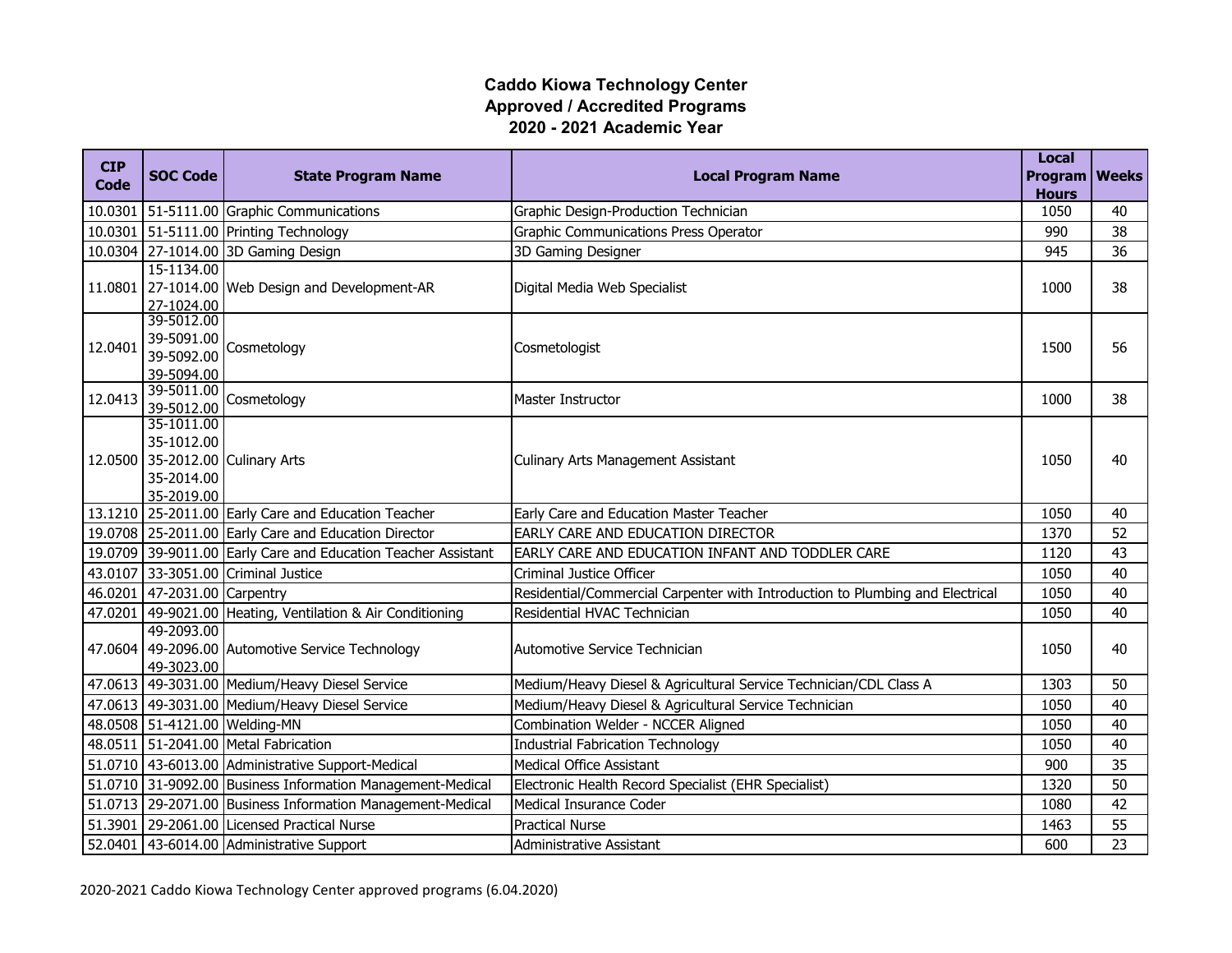**Caddo Kiowa Technology Center**
**Approved / Accredited Programs**
**2020 - 2021 Academic Year**

| CIP Code | SOC Code | State Program Name | Local Program Name | Local Program Hours | Weeks |
|---|---|---|---|---|---|
| 10.0301 | 51-5111.00 | Graphic Communications | Graphic Design-Production Technician | 1050 | 40 |
| 10.0301 | 51-5111.00 | Printing Technology | Graphic Communications Press Operator | 990 | 38 |
| 10.0304 | 27-1014.00 | 3D Gaming Design | 3D Gaming Designer | 945 | 36 |
| 11.0801 | 15-1134.00 27-1014.00 27-1024.00 | Web Design and Development-AR | Digital Media Web Specialist | 1000 | 38 |
| 12.0401 | 39-5012.00 39-5091.00 39-5092.00 39-5094.00 | Cosmetology | Cosmetologist | 1500 | 56 |
| 12.0413 | 39-5011.00 39-5012.00 | Cosmetology | Master Instructor | 1000 | 38 |
| 12.0500 | 35-1011.00 35-1012.00 35-2012.00 35-2014.00 35-2019.00 | Culinary Arts | Culinary Arts Management Assistant | 1050 | 40 |
| 13.1210 | 25-2011.00 | Early Care and Education Teacher | Early Care and Education Master Teacher | 1050 | 40 |
| 19.0708 | 25-2011.00 | Early Care and Education Director | EARLY CARE AND EDUCATION DIRECTOR | 1370 | 52 |
| 19.0709 | 39-9011.00 | Early Care and Education Teacher Assistant | EARLY CARE AND EDUCATION INFANT AND TODDLER CARE | 1120 | 43 |
| 43.0107 | 33-3051.00 | Criminal Justice | Criminal Justice Officer | 1050 | 40 |
| 46.0201 | 47-2031.00 | Carpentry | Residential/Commercial Carpenter with Introduction to Plumbing and Electrical | 1050 | 40 |
| 47.0201 | 49-9021.00 | Heating, Ventilation & Air Conditioning | Residential HVAC Technician | 1050 | 40 |
| 47.0604 | 49-2093.00 49-2096.00 49-3023.00 | Automotive Service Technology | Automotive Service Technician | 1050 | 40 |
| 47.0613 | 49-3031.00 | Medium/Heavy Diesel Service | Medium/Heavy Diesel & Agricultural Service Technician/CDL Class A | 1303 | 50 |
| 47.0613 | 49-3031.00 | Medium/Heavy Diesel Service | Medium/Heavy Diesel & Agricultural Service Technician | 1050 | 40 |
| 48.0508 | 51-4121.00 | Welding-MN | Combination Welder - NCCER Aligned | 1050 | 40 |
| 48.0511 | 51-2041.00 | Metal Fabrication | Industrial Fabrication Technology | 1050 | 40 |
| 51.0710 | 43-6013.00 | Administrative Support-Medical | Medical Office Assistant | 900 | 35 |
| 51.0710 | 31-9092.00 | Business Information Management-Medical | Electronic Health Record Specialist (EHR Specialist) | 1320 | 50 |
| 51.0713 | 29-2071.00 | Business Information Management-Medical | Medical Insurance Coder | 1080 | 42 |
| 51.3901 | 29-2061.00 | Licensed Practical Nurse | Practical Nurse | 1463 | 55 |
| 52.0401 | 43-6014.00 | Administrative Support | Administrative Assistant | 600 | 23 |

2020-2021 Caddo Kiowa Technology Center approved programs (6.04.2020)